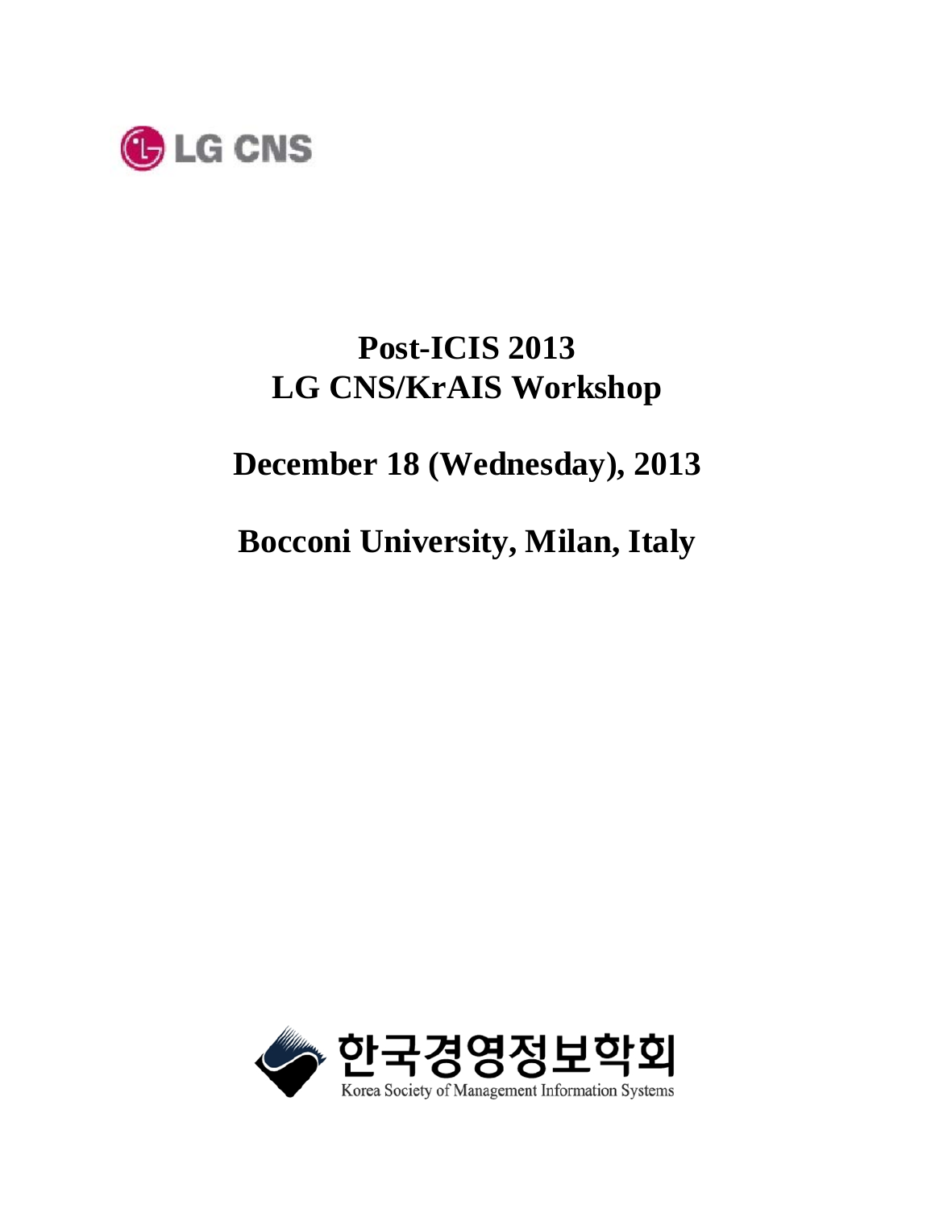LG CNS

# Post-ICIS 2013
# LG CNS/KrAIS Workshop

## December 18 (Wednesday), 2013

## Bocconi University, Milan, Italy

한국경영정보학회

Korea Society of Management Information Systems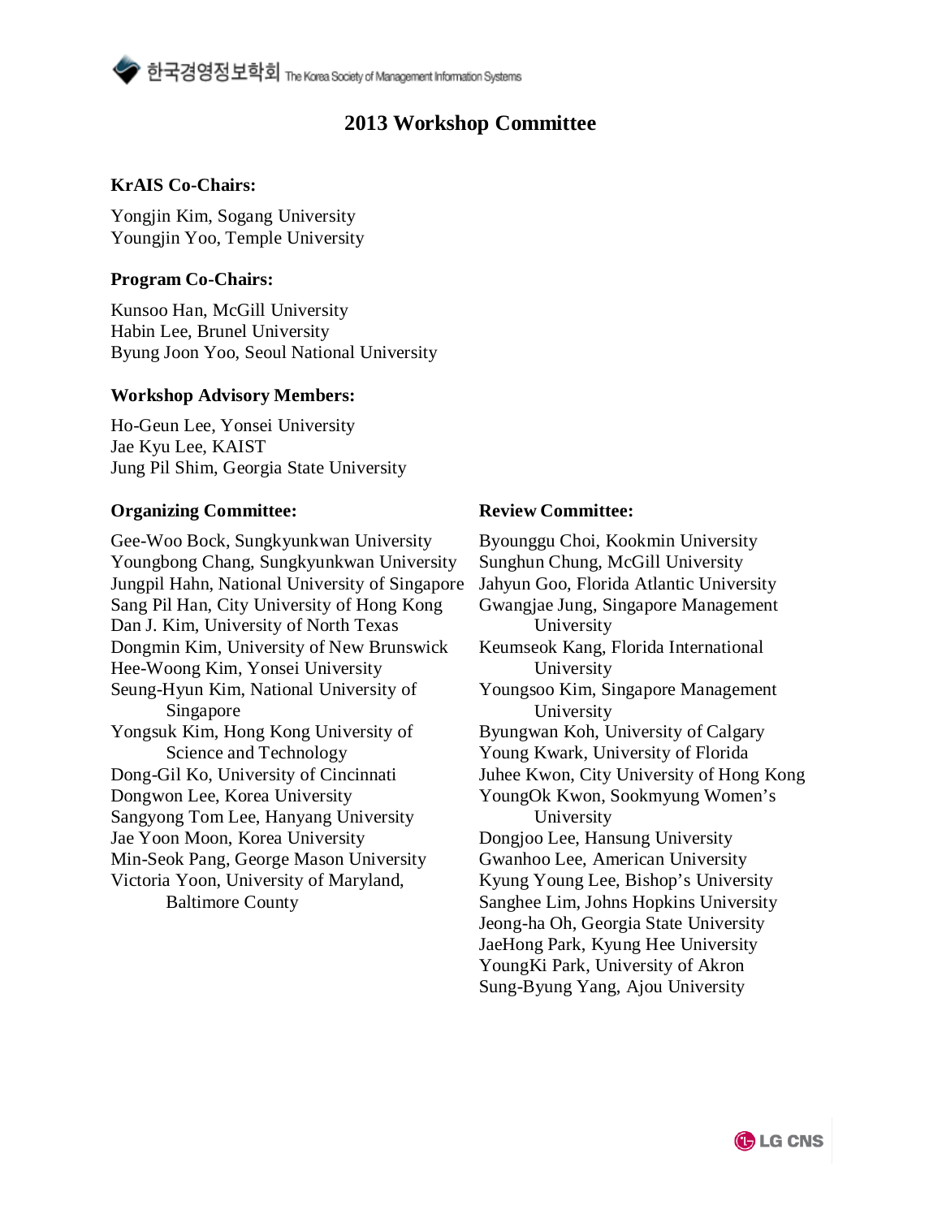## 2013 Workshop Committee

**KrAIS Co-Chairs:**

Yongjin Kim, Sogang University
Youngjin Yoo, Temple University

**Program Co-Chairs:**

Kunsoo Han, McGill University
Habin Lee, Brunel University
Byung Joon Yoo, Seoul National University

**Workshop Advisory Members:**

Ho-Geun Lee, Yonsei University
Jae Kyu Lee, KAIST
Jung Pil Shim, Georgia State University

**Organizing Committee:**

Gee-Woo Bock, Sungkyunkwan University
Youngbong Chang, Sungkyunkwan University
Jungpil Hahn, National University of Singapore
Sang Pil Han, City University of Hong Kong
Dan J. Kim, University of North Texas
Dongmin Kim, University of New Brunswick
Hee-Woong Kim, Yonsei University
Seung-Hyun Kim, National University of Singapore
Yongsuk Kim, Hong Kong University of Science and Technology
Dong-Gil Ko, University of Cincinnati
Dongwon Lee, Korea University
Sangyong Tom Lee, Hanyang University
Jae Yoon Moon, Korea University
Min-Seok Pang, George Mason University
Victoria Yoon, University of Maryland, Baltimore County

**Review Committee:**

Byounggu Choi, Kookmin University
Sunghun Chung, McGill University
Jahyun Goo, Florida Atlantic University
Gwangjae Jung, Singapore Management University
Keumseok Kang, Florida International University
Youngsoo Kim, Singapore Management University
Byungwan Koh, University of Calgary
Young Kwark, University of Florida
Juhee Kwon, City University of Hong Kong
YoungOk Kwon, Sookmyung Women's University
Dongjoo Lee, Hansung University
Gwanhoo Lee, American University
Kyung Young Lee, Bishop's University
Sanghee Lim, Johns Hopkins University
Jeong-ha Oh, Georgia State University
JaeHong Park, Kyung Hee University
YoungKi Park, University of Akron
Sung-Byung Yang, Ajou University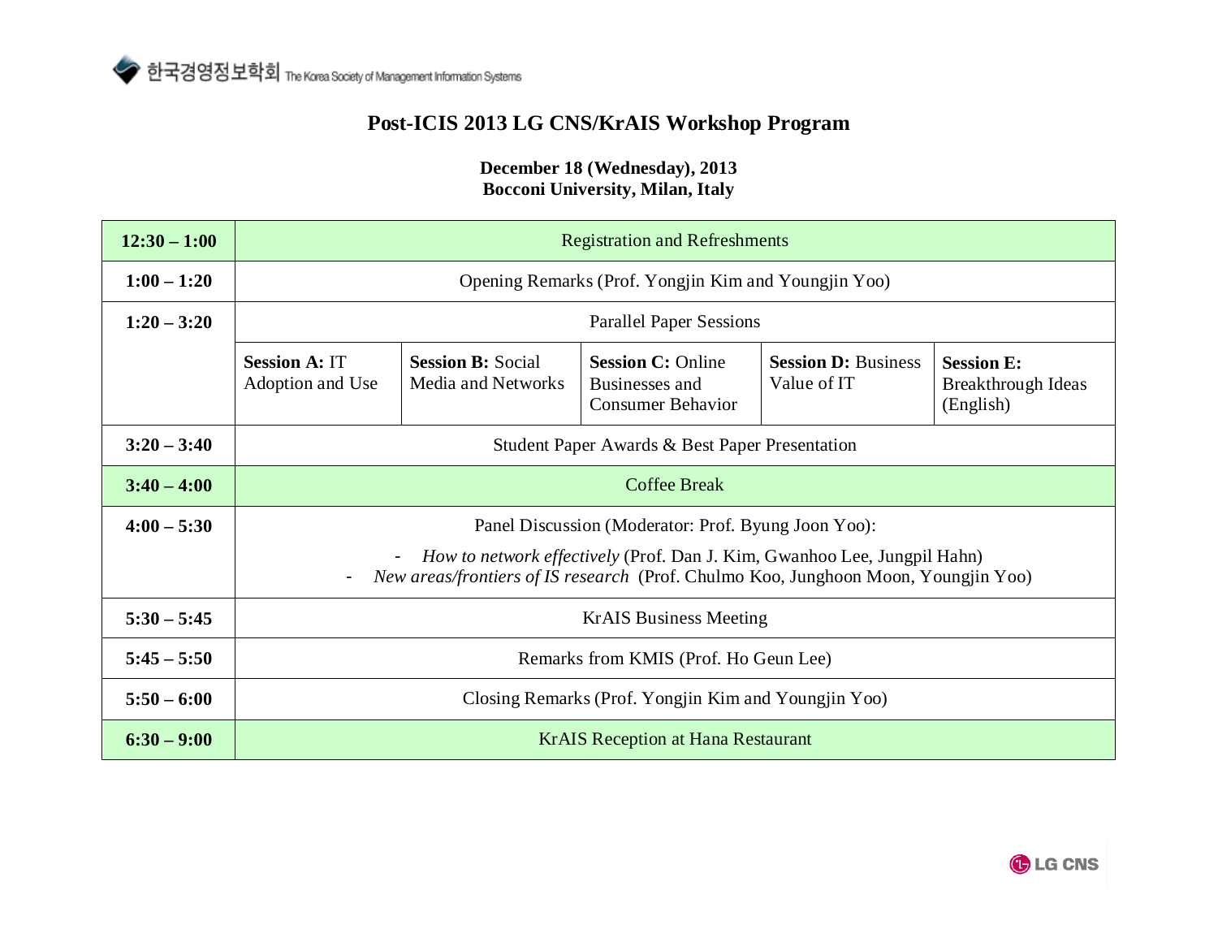# Post-ICIS 2013 LG CNS/KrAIS Workshop Program

**December 18 (Wednesday), 2013**
**Bocconi University, Milan, Italy**

| Time | Program | | | | |
|---|---|---|---|---|---|
| **12:30 – 1:00** | Registration and Refreshments | | | | |
| **1:00 – 1:20** | Opening Remarks (Prof. Yongjin Kim and Youngjin Yoo) | | | | |
| **1:20 – 3:20** | Parallel Paper Sessions | | | | |
| | **Session A:** IT Adoption and Use | **Session B:** Social Media and Networks | **Session C:** Online Businesses and Consumer Behavior | **Session D:** Business Value of IT | **Session E:** Breakthrough Ideas (English) |
| **3:20 – 3:40** | Student Paper Awards & Best Paper Presentation | | | | |
| **3:40 – 4:00** | Coffee Break | | | | |
| **4:00 – 5:30** | Panel Discussion (Moderator: Prof. Byung Joon Yoo): - *How to network effectively* (Prof. Dan J. Kim, Gwanhoo Lee, Jungpil Hahn) - *New areas/frontiers of IS research* (Prof. Chulmo Koo, Junghoon Moon, Youngjin Yoo) | | | | |
| **5:30 – 5:45** | KrAIS Business Meeting | | | | |
| **5:45 – 5:50** | Remarks from KMIS (Prof. Ho Geun Lee) | | | | |
| **5:50 – 6:00** | Closing Remarks (Prof. Yongjin Kim and Youngjin Yoo) | | | | |
| **6:30 – 9:00** | KrAIS Reception at Hana Restaurant | | | | |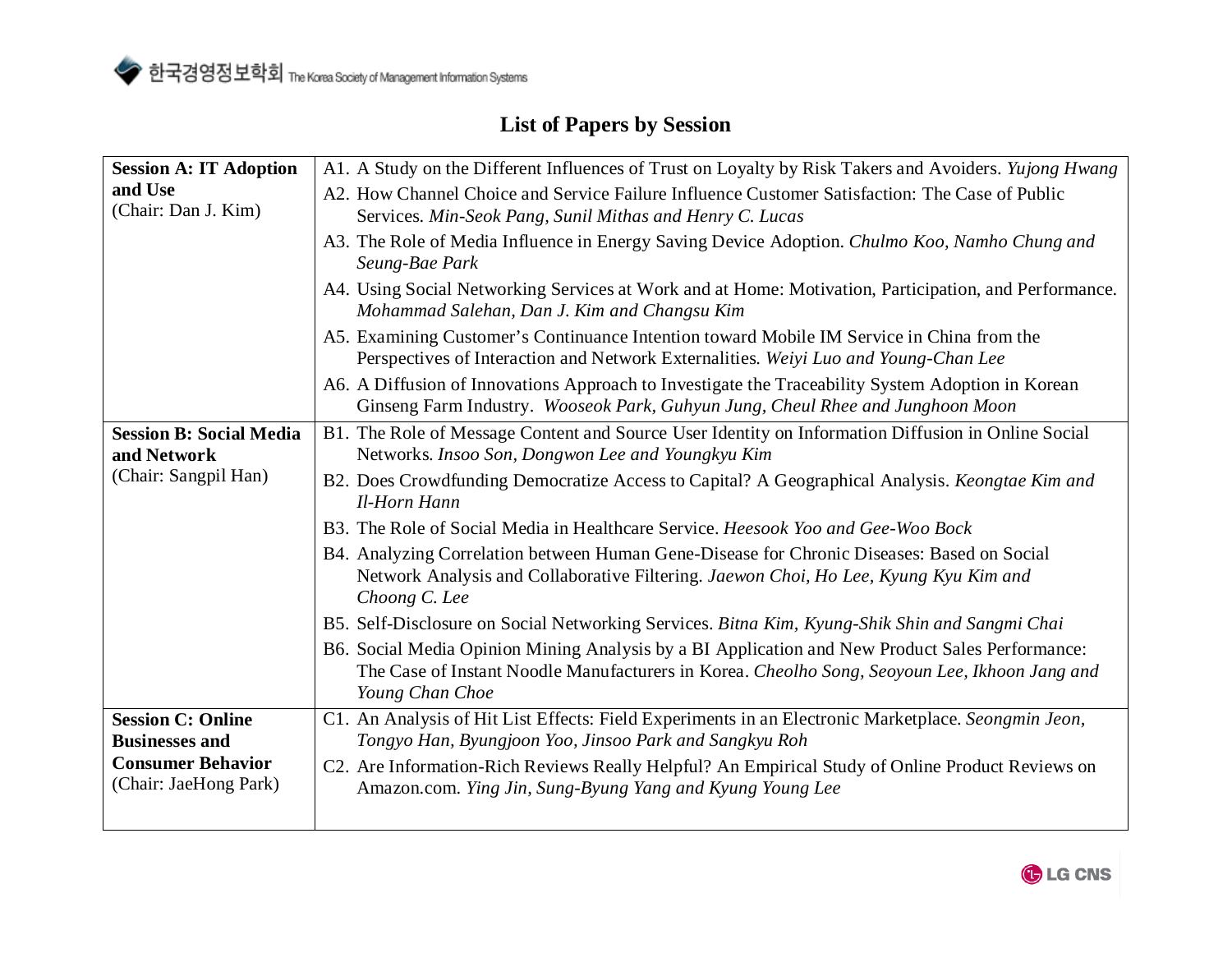## List of Papers by Session

| Session | Papers |
|---|---|
| **Session A: IT Adoption and Use** (Chair: Dan J. Kim) | A1. A Study on the Different Influences of Trust on Loyalty by Risk Takers and Avoiders. *Yujong Hwang*<br>A2. How Channel Choice and Service Failure Influence Customer Satisfaction: The Case of Public Services. *Min-Seok Pang, Sunil Mithas and Henry C. Lucas*<br>A3. The Role of Media Influence in Energy Saving Device Adoption. *Chulmo Koo, Namho Chung and Seung-Bae Park*<br>A4. Using Social Networking Services at Work and at Home: Motivation, Participation, and Performance. *Mohammad Salehan, Dan J. Kim and Changsu Kim*<br>A5. Examining Customer's Continuance Intention toward Mobile IM Service in China from the Perspectives of Interaction and Network Externalities. *Weiyi Luo and Young-Chan Lee*<br>A6. A Diffusion of Innovations Approach to Investigate the Traceability System Adoption in Korean Ginseng Farm Industry. *Wooseok Park, Guhyun Jung, Cheul Rhee and Junghoon Moon* |
| **Session B: Social Media and Network** (Chair: Sangpil Han) | B1. The Role of Message Content and Source User Identity on Information Diffusion in Online Social Networks. *Insoo Son, Dongwon Lee and Youngkyu Kim*<br>B2. Does Crowdfunding Democratize Access to Capital? A Geographical Analysis. *Keongtae Kim and Il-Horn Hann*<br>B3. The Role of Social Media in Healthcare Service. *Heesook Yoo and Gee-Woo Bock*<br>B4. Analyzing Correlation between Human Gene-Disease for Chronic Diseases: Based on Social Network Analysis and Collaborative Filtering. *Jaewon Choi, Ho Lee, Kyung Kyu Kim and Choong C. Lee*<br>B5. Self-Disclosure on Social Networking Services. *Bitna Kim, Kyung-Shik Shin and Sangmi Chai*<br>B6. Social Media Opinion Mining Analysis by a BI Application and New Product Sales Performance: The Case of Instant Noodle Manufacturers in Korea. *Cheolho Song, Seoyoun Lee, Ikhoon Jang and Young Chan Choe* |
| **Session C: Online Businesses and Consumer Behavior** (Chair: JaeHong Park) | C1. An Analysis of Hit List Effects: Field Experiments in an Electronic Marketplace. *Seongmin Jeon, Tongyo Han, Byungjoon Yoo, Jinsoo Park and Sangkyu Roh*<br>C2. Are Information-Rich Reviews Really Helpful? An Empirical Study of Online Product Reviews on Amazon.com. *Ying Jin, Sung-Byung Yang and Kyung Young Lee* |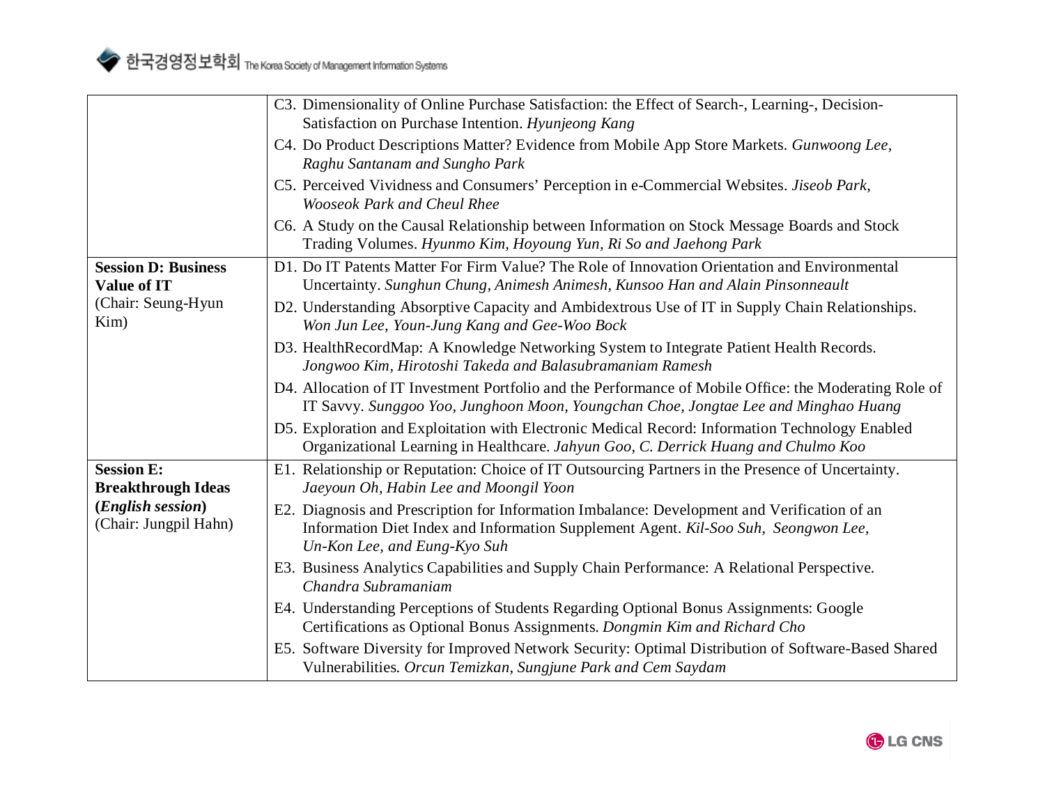| | |
|---|---|
| | C3. Dimensionality of Online Purchase Satisfaction: the Effect of Search-, Learning-, Decision-Satisfaction on Purchase Intention. *Hyunjeong Kang*<br>C4. Do Product Descriptions Matter? Evidence from Mobile App Store Markets. *Gunwoong Lee, Raghu Santanam and Sungho Park*<br>C5. Perceived Vividness and Consumers' Perception in e-Commercial Websites. *Jiseob Park, Wooseok Park and Cheul Rhee*<br>C6. A Study on the Causal Relationship between Information on Stock Message Boards and Stock Trading Volumes. *Hyunmo Kim, Hoyoung Yun, Ri So and Jaehong Park* |
| **Session D: Business Value of IT**<br>(Chair: Seung-Hyun Kim) | D1. Do IT Patents Matter For Firm Value? The Role of Innovation Orientation and Environmental Uncertainty. *Sunghun Chung, Animesh Animesh, Kunsoo Han and Alain Pinsonneault*<br>D2. Understanding Absorptive Capacity and Ambidextrous Use of IT in Supply Chain Relationships. *Won Jun Lee, Youn-Jung Kang and Gee-Woo Bock*<br>D3. HealthRecordMap: A Knowledge Networking System to Integrate Patient Health Records. *Jongwoo Kim, Hirotoshi Takeda and Balasubramaniam Ramesh*<br>D4. Allocation of IT Investment Portfolio and the Performance of Mobile Office: the Moderating Role of IT Savvy. *Sunggoo Yoo, Junghoon Moon, Youngchan Choe, Jongtae Lee and Minghao Huang*<br>D5. Exploration and Exploitation with Electronic Medical Record: Information Technology Enabled Organizational Learning in Healthcare. *Jahyun Goo, C. Derrick Huang and Chulmo Koo* |
| **Session E: Breakthrough Ideas (*English session*)**<br>(Chair: Jungpil Hahn) | E1. Relationship or Reputation: Choice of IT Outsourcing Partners in the Presence of Uncertainty. *Jaeyoun Oh, Habin Lee and Moongil Yoon*<br>E2. Diagnosis and Prescription for Information Imbalance: Development and Verification of an Information Diet Index and Information Supplement Agent. *Kil-Soo Suh, Seongwon Lee, Un-Kon Lee, and Eung-Kyo Suh*<br>E3. Business Analytics Capabilities and Supply Chain Performance: A Relational Perspective. *Chandra Subramaniam*<br>E4. Understanding Perceptions of Students Regarding Optional Bonus Assignments: Google Certifications as Optional Bonus Assignments. *Dongmin Kim and Richard Cho*<br>E5. Software Diversity for Improved Network Security: Optimal Distribution of Software-Based Shared Vulnerabilities. *Orcun Temizkan, Sungjune Park and Cem Saydam* |